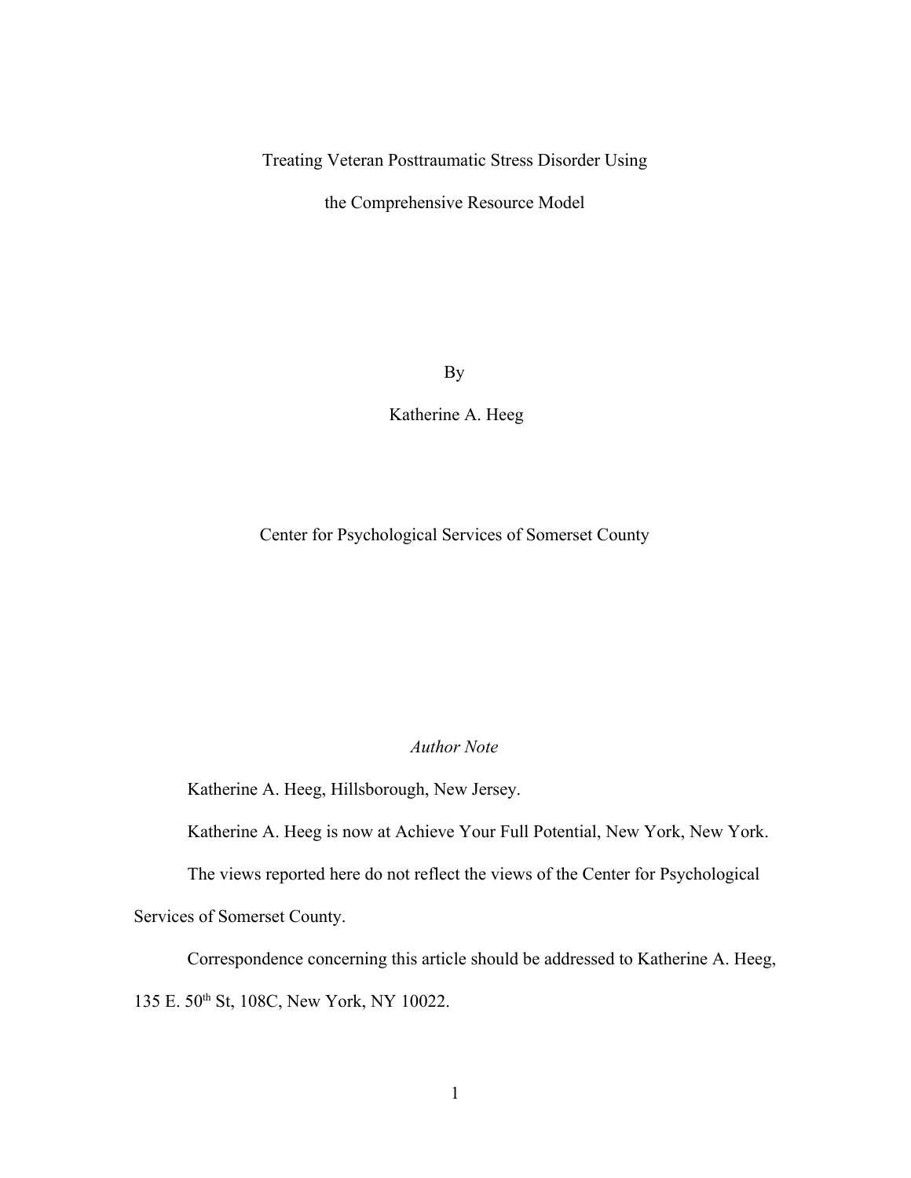# Treating Veteran Posttraumatic Stress Disorder Using the Comprehensive Resource Model

By

Katherine A. Heeg

Center for Psychological Services of Somerset County

*Author Note*

Katherine A. Heeg, Hillsborough, New Jersey.

Katherine A. Heeg is now at Achieve Your Full Potential, New York, New York.

The views reported here do not reflect the views of the Center for Psychological Services of Somerset County.

Correspondence concerning this article should be addressed to Katherine A. Heeg, 135 E. 50th St, 108C, New York, NY 10022.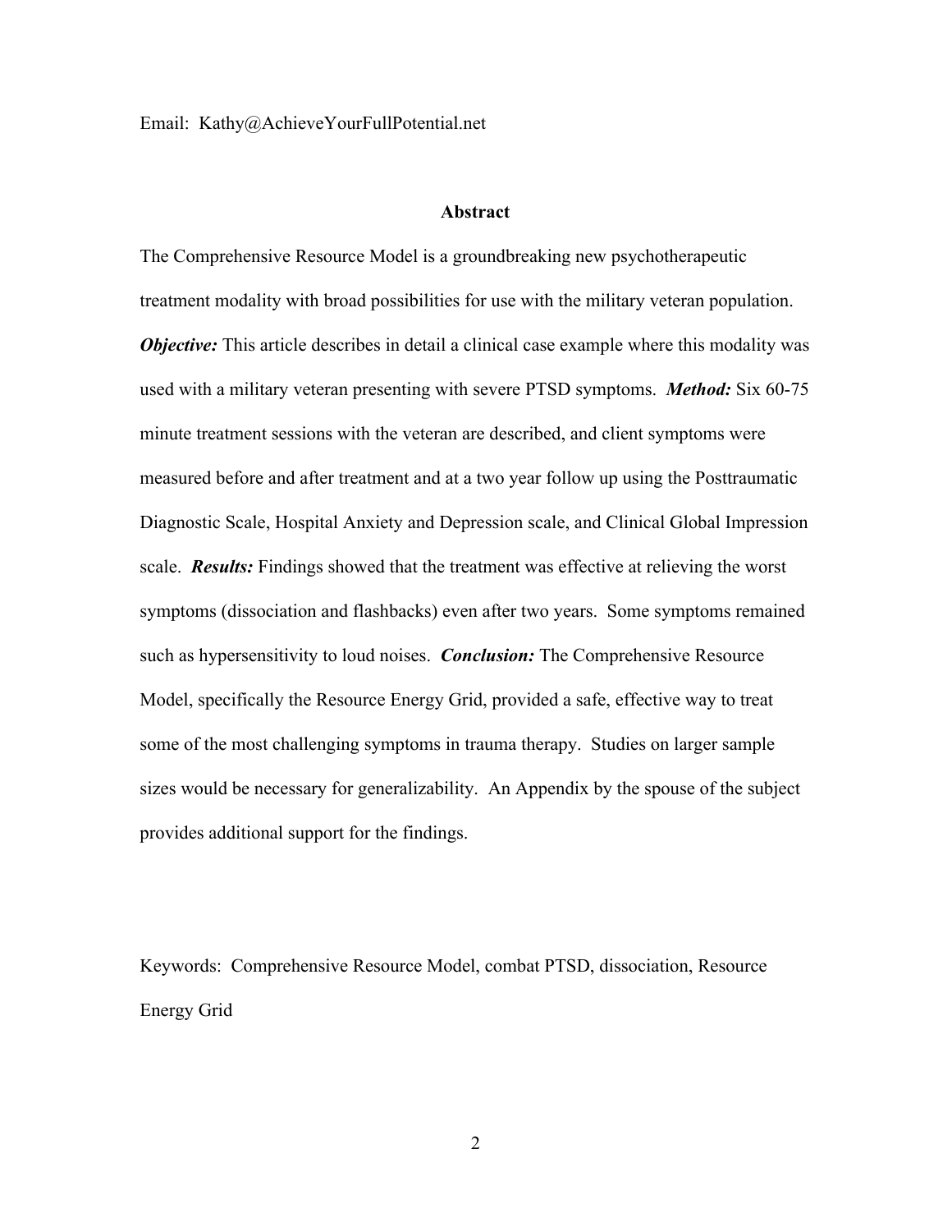Email: Kathy@AchieveYourFullPotential.net

## Abstract

The Comprehensive Resource Model is a groundbreaking new psychotherapeutic treatment modality with broad possibilities for use with the military veteran population. ***Objective:*** This article describes in detail a clinical case example where this modality was used with a military veteran presenting with severe PTSD symptoms. ***Method:*** Six 60-75 minute treatment sessions with the veteran are described, and client symptoms were measured before and after treatment and at a two year follow up using the Posttraumatic Diagnostic Scale, Hospital Anxiety and Depression scale, and Clinical Global Impression scale. ***Results:*** Findings showed that the treatment was effective at relieving the worst symptoms (dissociation and flashbacks) even after two years. Some symptoms remained such as hypersensitivity to loud noises. ***Conclusion:*** The Comprehensive Resource Model, specifically the Resource Energy Grid, provided a safe, effective way to treat some of the most challenging symptoms in trauma therapy. Studies on larger sample sizes would be necessary for generalizability. An Appendix by the spouse of the subject provides additional support for the findings.

Keywords: Comprehensive Resource Model, combat PTSD, dissociation, Resource Energy Grid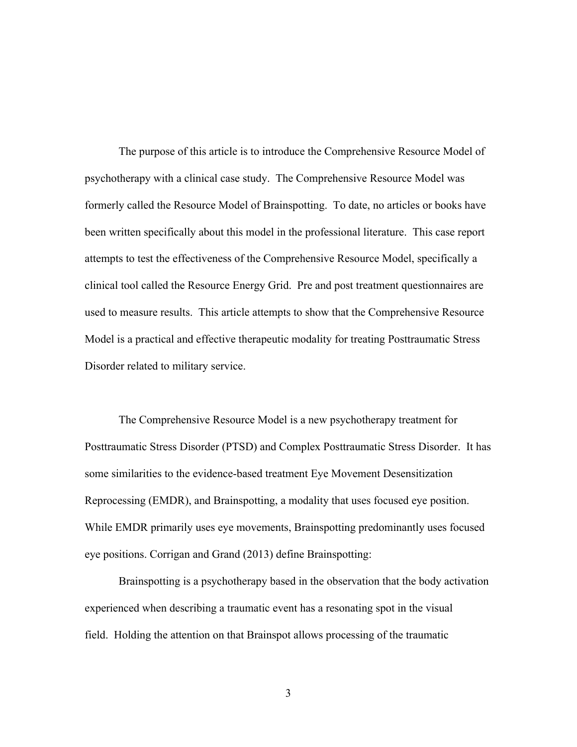The purpose of this article is to introduce the Comprehensive Resource Model of psychotherapy with a clinical case study. The Comprehensive Resource Model was formerly called the Resource Model of Brainspotting. To date, no articles or books have been written specifically about this model in the professional literature. This case report attempts to test the effectiveness of the Comprehensive Resource Model, specifically a clinical tool called the Resource Energy Grid. Pre and post treatment questionnaires are used to measure results. This article attempts to show that the Comprehensive Resource Model is a practical and effective therapeutic modality for treating Posttraumatic Stress Disorder related to military service.

The Comprehensive Resource Model is a new psychotherapy treatment for Posttraumatic Stress Disorder (PTSD) and Complex Posttraumatic Stress Disorder. It has some similarities to the evidence-based treatment Eye Movement Desensitization Reprocessing (EMDR), and Brainspotting, a modality that uses focused eye position. While EMDR primarily uses eye movements, Brainspotting predominantly uses focused eye positions. Corrigan and Grand (2013) define Brainspotting:

Brainspotting is a psychotherapy based in the observation that the body activation experienced when describing a traumatic event has a resonating spot in the visual field. Holding the attention on that Brainspot allows processing of the traumatic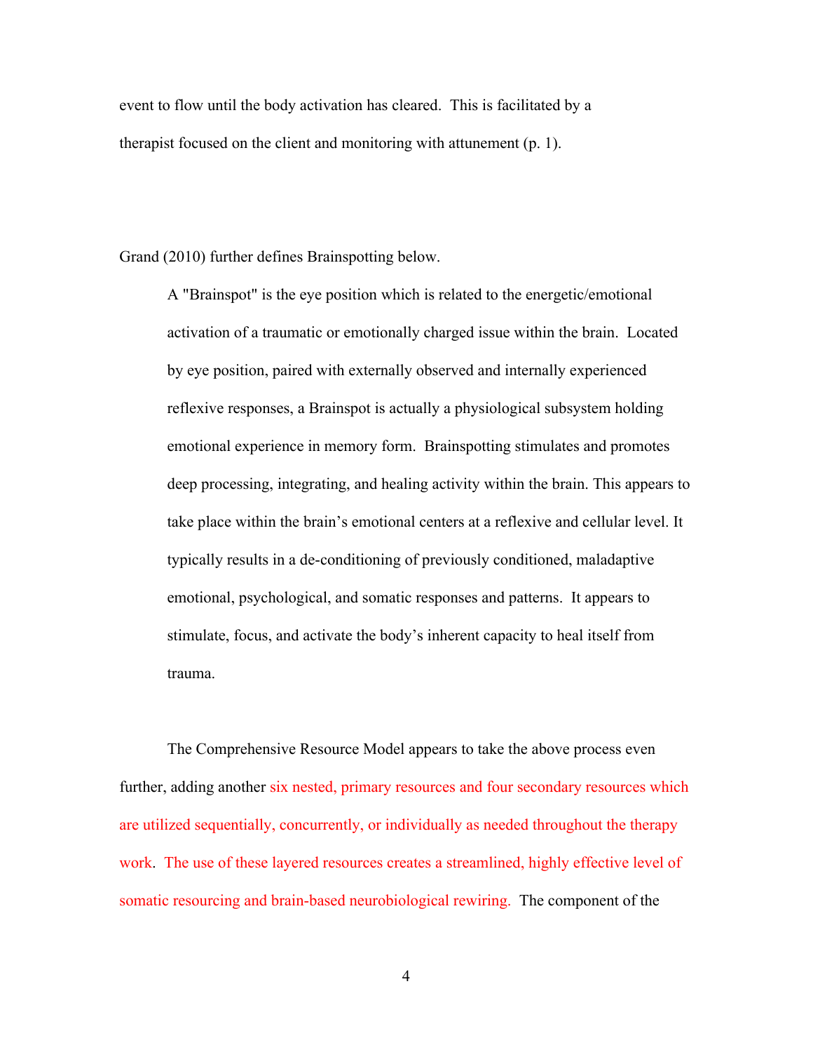event to flow until the body activation has cleared. This is facilitated by a therapist focused on the client and monitoring with attunement (p. 1).

Grand (2010) further defines Brainspotting below.

> A "Brainspot" is the eye position which is related to the energetic/emotional activation of a traumatic or emotionally charged issue within the brain. Located by eye position, paired with externally observed and internally experienced reflexive responses, a Brainspot is actually a physiological subsystem holding emotional experience in memory form. Brainspotting stimulates and promotes deep processing, integrating, and healing activity within the brain. This appears to take place within the brain's emotional centers at a reflexive and cellular level. It typically results in a de-conditioning of previously conditioned, maladaptive emotional, psychological, and somatic responses and patterns. It appears to stimulate, focus, and activate the body's inherent capacity to heal itself from trauma.

The Comprehensive Resource Model appears to take the above process even further, adding another six nested, primary resources and four secondary resources which are utilized sequentially, concurrently, or individually as needed throughout the therapy work. The use of these layered resources creates a streamlined, highly effective level of somatic resourcing and brain-based neurobiological rewiring. The component of the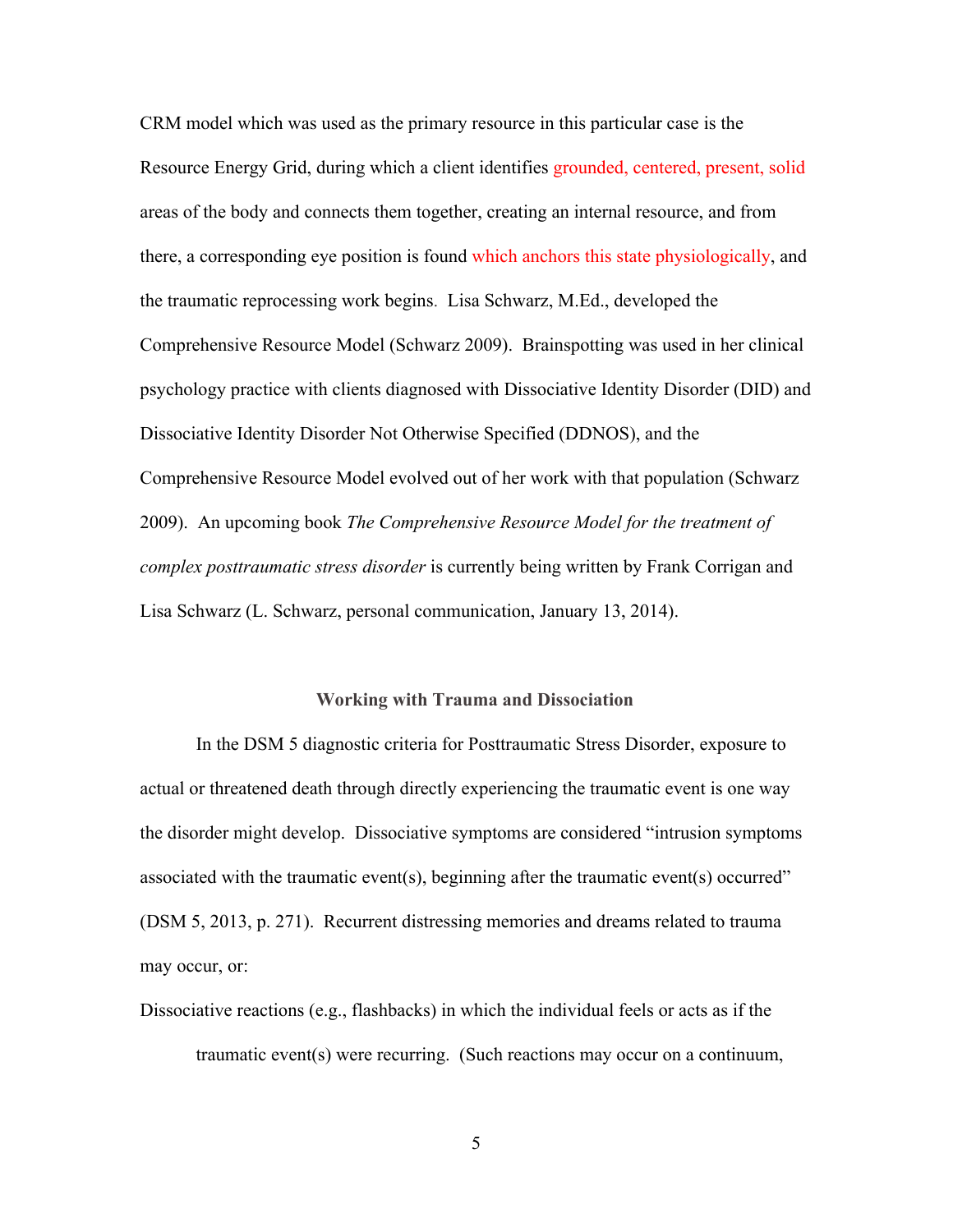CRM model which was used as the primary resource in this particular case is the Resource Energy Grid, during which a client identifies grounded, centered, present, solid areas of the body and connects them together, creating an internal resource, and from there, a corresponding eye position is found which anchors this state physiologically, and the traumatic reprocessing work begins. Lisa Schwarz, M.Ed., developed the Comprehensive Resource Model (Schwarz 2009). Brainspotting was used in her clinical psychology practice with clients diagnosed with Dissociative Identity Disorder (DID) and Dissociative Identity Disorder Not Otherwise Specified (DDNOS), and the Comprehensive Resource Model evolved out of her work with that population (Schwarz 2009). An upcoming book *The Comprehensive Resource Model for the treatment of complex posttraumatic stress disorder* is currently being written by Frank Corrigan and Lisa Schwarz (L. Schwarz, personal communication, January 13, 2014).

## Working with Trauma and Dissociation

In the DSM 5 diagnostic criteria for Posttraumatic Stress Disorder, exposure to actual or threatened death through directly experiencing the traumatic event is one way the disorder might develop. Dissociative symptoms are considered "intrusion symptoms associated with the traumatic event(s), beginning after the traumatic event(s) occurred" (DSM 5, 2013, p. 271). Recurrent distressing memories and dreams related to trauma may occur, or:

> Dissociative reactions (e.g., flashbacks) in which the individual feels or acts as if the traumatic event(s) were recurring. (Such reactions may occur on a continuum,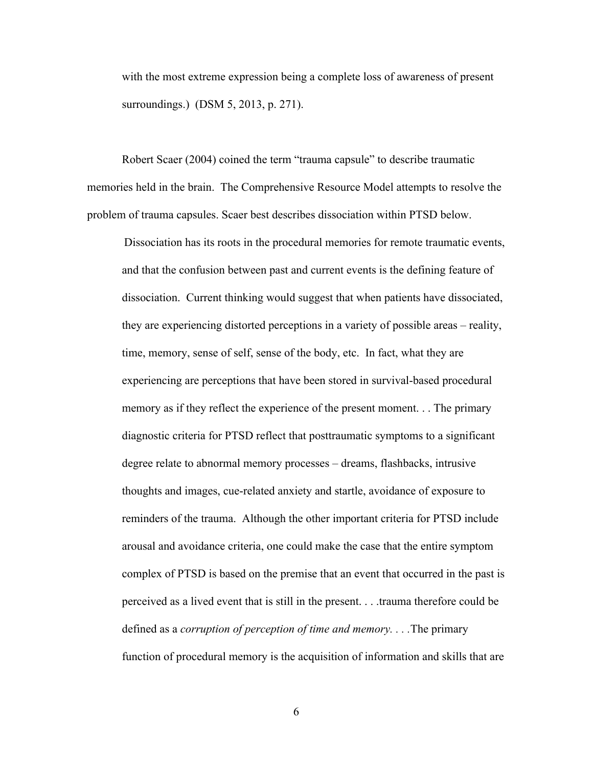with the most extreme expression being a complete loss of awareness of present surroundings.) (DSM 5, 2013, p. 271).

Robert Scaer (2004) coined the term "trauma capsule" to describe traumatic memories held in the brain. The Comprehensive Resource Model attempts to resolve the problem of trauma capsules. Scaer best describes dissociation within PTSD below.

> Dissociation has its roots in the procedural memories for remote traumatic events, and that the confusion between past and current events is the defining feature of dissociation. Current thinking would suggest that when patients have dissociated, they are experiencing distorted perceptions in a variety of possible areas – reality, time, memory, sense of self, sense of the body, etc. In fact, what they are experiencing are perceptions that have been stored in survival-based procedural memory as if they reflect the experience of the present moment. . . The primary diagnostic criteria for PTSD reflect that posttraumatic symptoms to a significant degree relate to abnormal memory processes – dreams, flashbacks, intrusive thoughts and images, cue-related anxiety and startle, avoidance of exposure to reminders of the trauma. Although the other important criteria for PTSD include arousal and avoidance criteria, one could make the case that the entire symptom complex of PTSD is based on the premise that an event that occurred in the past is perceived as a lived event that is still in the present. . . .trauma therefore could be defined as a *corruption of perception of time and memory*. . . .The primary function of procedural memory is the acquisition of information and skills that are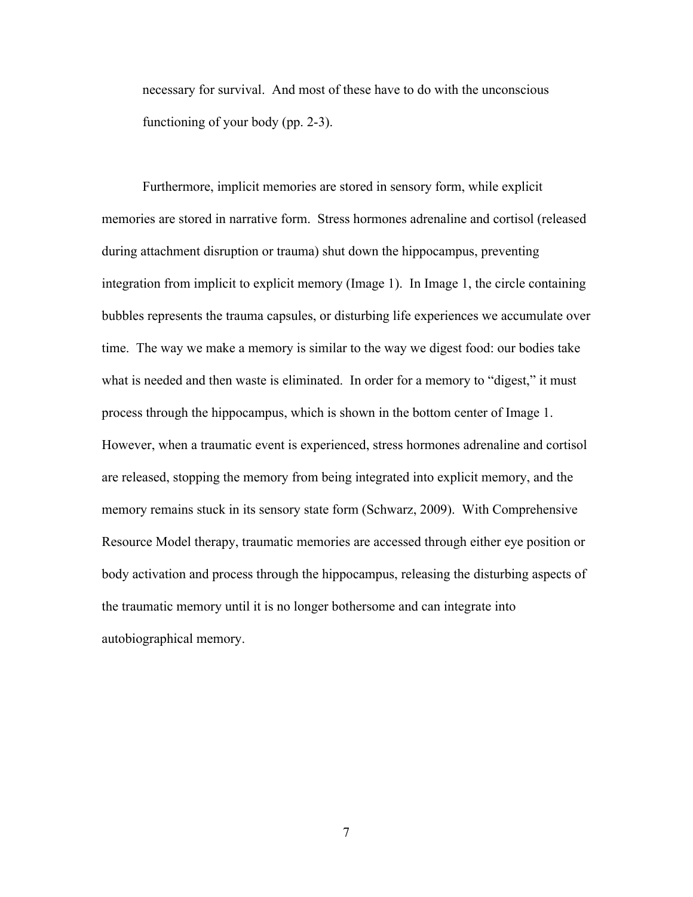> necessary for survival. And most of these have to do with the unconscious functioning of your body (pp. 2-3).

Furthermore, implicit memories are stored in sensory form, while explicit memories are stored in narrative form. Stress hormones adrenaline and cortisol (released during attachment disruption or trauma) shut down the hippocampus, preventing integration from implicit to explicit memory (Image 1). In Image 1, the circle containing bubbles represents the trauma capsules, or disturbing life experiences we accumulate over time. The way we make a memory is similar to the way we digest food: our bodies take what is needed and then waste is eliminated. In order for a memory to "digest," it must process through the hippocampus, which is shown in the bottom center of Image 1. However, when a traumatic event is experienced, stress hormones adrenaline and cortisol are released, stopping the memory from being integrated into explicit memory, and the memory remains stuck in its sensory state form (Schwarz, 2009). With Comprehensive Resource Model therapy, traumatic memories are accessed through either eye position or body activation and process through the hippocampus, releasing the disturbing aspects of the traumatic memory until it is no longer bothersome and can integrate into autobiographical memory.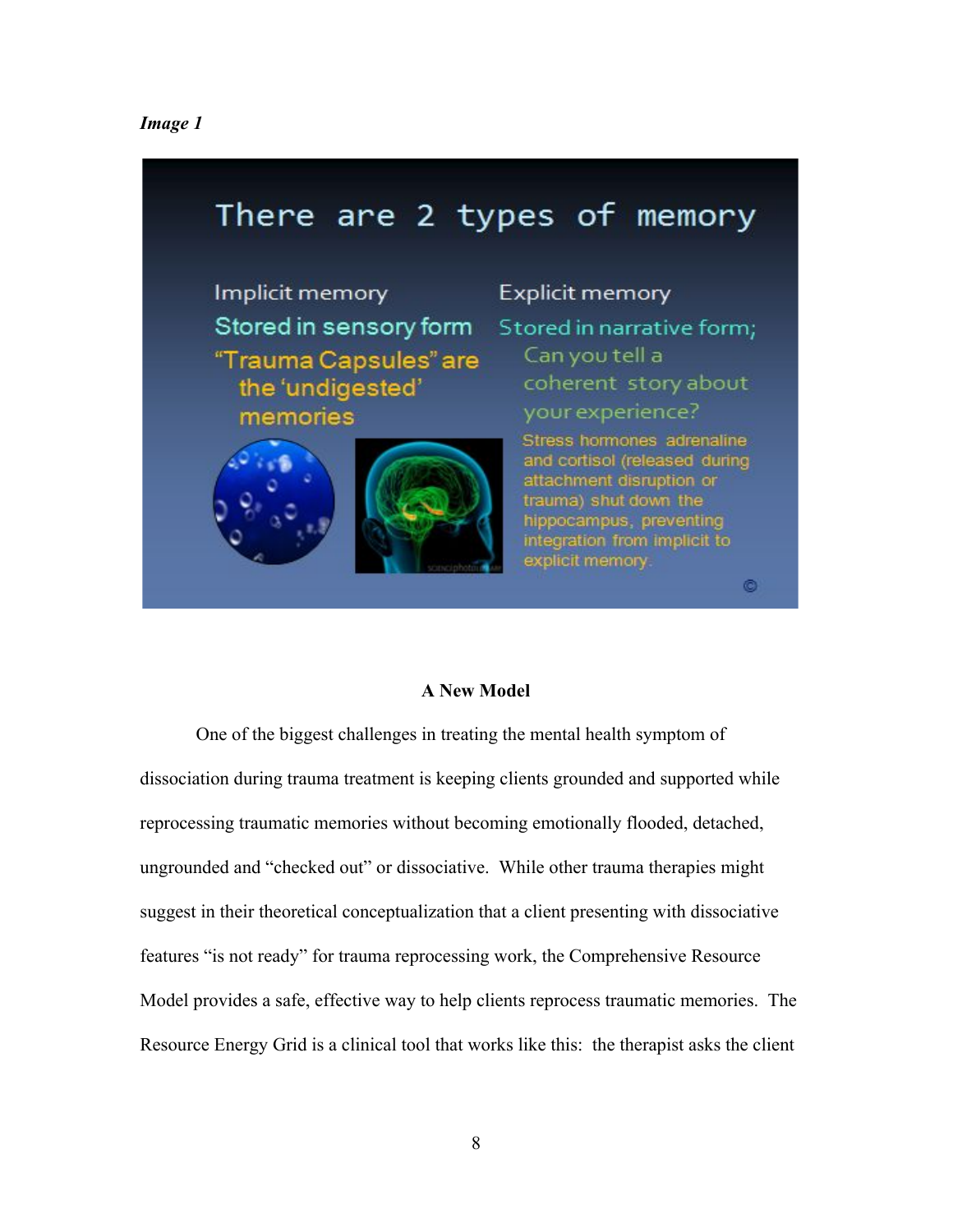*Image 1*

There are 2 types of memory

Implicit memory

Stored in sensory form

"Trauma Capsules" are the 'undigested' memories

Explicit memory

Stored in narrative form;

Can you tell a coherent story about your experience?

Stress hormones adrenaline and cortisol (released during attachment disruption or trauma) shut down the hippocampus, preventing integration from implicit to explicit memory.

©

**A New Model**

One of the biggest challenges in treating the mental health symptom of dissociation during trauma treatment is keeping clients grounded and supported while reprocessing traumatic memories without becoming emotionally flooded, detached, ungrounded and "checked out" or dissociative. While other trauma therapies might suggest in their theoretical conceptualization that a client presenting with dissociative features "is not ready" for trauma reprocessing work, the Comprehensive Resource Model provides a safe, effective way to help clients reprocess traumatic memories. The Resource Energy Grid is a clinical tool that works like this: the therapist asks the client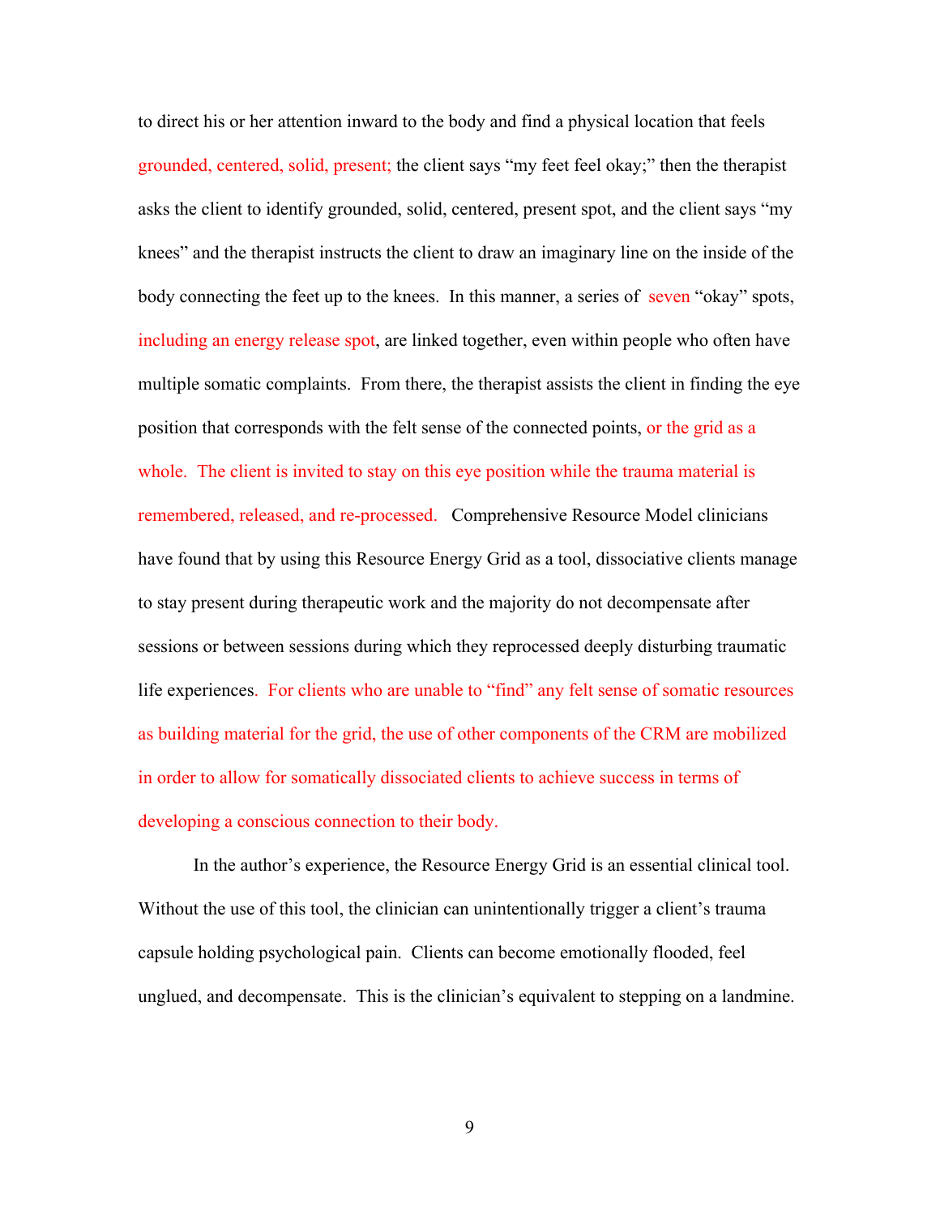to direct his or her attention inward to the body and find a physical location that feels grounded, centered, solid, present; the client says "my feet feel okay;" then the therapist asks the client to identify grounded, solid, centered, present spot, and the client says "my knees" and the therapist instructs the client to draw an imaginary line on the inside of the body connecting the feet up to the knees. In this manner, a series of seven "okay" spots, including an energy release spot, are linked together, even within people who often have multiple somatic complaints. From there, the therapist assists the client in finding the eye position that corresponds with the felt sense of the connected points, or the grid as a whole. The client is invited to stay on this eye position while the trauma material is remembered, released, and re-processed. Comprehensive Resource Model clinicians have found that by using this Resource Energy Grid as a tool, dissociative clients manage to stay present during therapeutic work and the majority do not decompensate after sessions or between sessions during which they reprocessed deeply disturbing traumatic life experiences. For clients who are unable to "find" any felt sense of somatic resources as building material for the grid, the use of other components of the CRM are mobilized in order to allow for somatically dissociated clients to achieve success in terms of developing a conscious connection to their body.

In the author's experience, the Resource Energy Grid is an essential clinical tool. Without the use of this tool, the clinician can unintentionally trigger a client's trauma capsule holding psychological pain. Clients can become emotionally flooded, feel unglued, and decompensate. This is the clinician's equivalent to stepping on a landmine.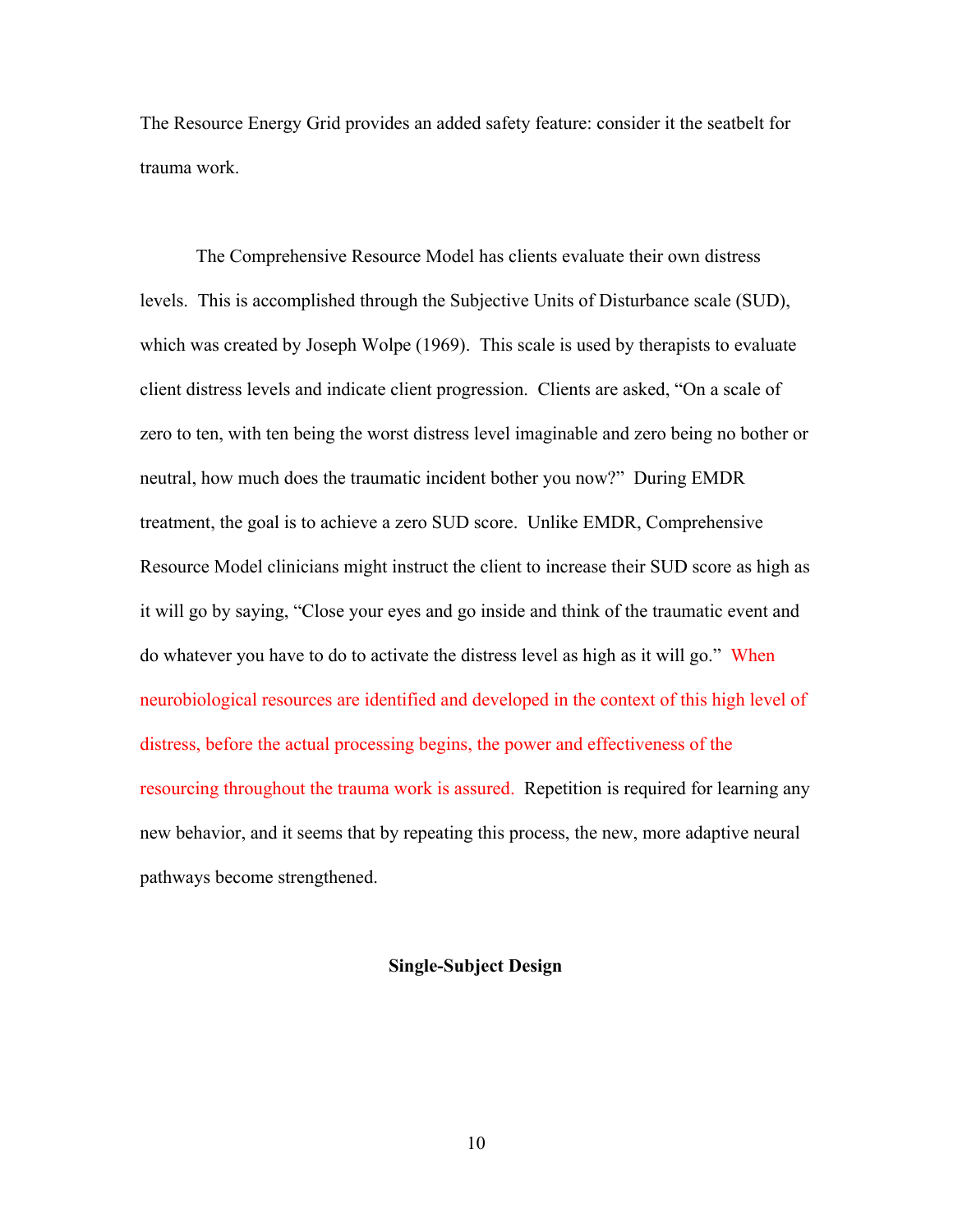The Resource Energy Grid provides an added safety feature: consider it the seatbelt for trauma work.

The Comprehensive Resource Model has clients evaluate their own distress levels. This is accomplished through the Subjective Units of Disturbance scale (SUD), which was created by Joseph Wolpe (1969). This scale is used by therapists to evaluate client distress levels and indicate client progression. Clients are asked, "On a scale of zero to ten, with ten being the worst distress level imaginable and zero being no bother or neutral, how much does the traumatic incident bother you now?" During EMDR treatment, the goal is to achieve a zero SUD score. Unlike EMDR, Comprehensive Resource Model clinicians might instruct the client to increase their SUD score as high as it will go by saying, "Close your eyes and go inside and think of the traumatic event and do whatever you have to do to activate the distress level as high as it will go." When neurobiological resources are identified and developed in the context of this high level of distress, before the actual processing begins, the power and effectiveness of the resourcing throughout the trauma work is assured. Repetition is required for learning any new behavior, and it seems that by repeating this process, the new, more adaptive neural pathways become strengthened.

## Single-Subject Design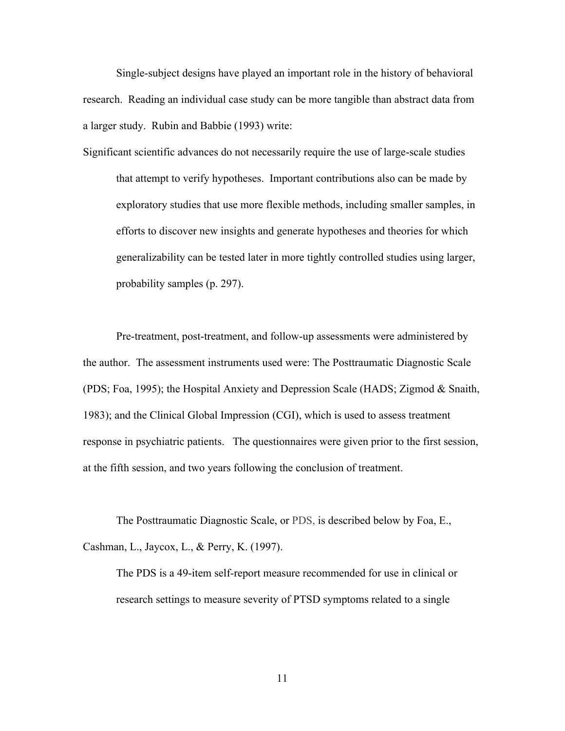Single-subject designs have played an important role in the history of behavioral research. Reading an individual case study can be more tangible than abstract data from a larger study. Rubin and Babbie (1993) write:

> Significant scientific advances do not necessarily require the use of large-scale studies that attempt to verify hypotheses. Important contributions also can be made by exploratory studies that use more flexible methods, including smaller samples, in efforts to discover new insights and generate hypotheses and theories for which generalizability can be tested later in more tightly controlled studies using larger, probability samples (p. 297).

Pre-treatment, post-treatment, and follow-up assessments were administered by the author. The assessment instruments used were: The Posttraumatic Diagnostic Scale (PDS; Foa, 1995); the Hospital Anxiety and Depression Scale (HADS; Zigmod & Snaith, 1983); and the Clinical Global Impression (CGI), which is used to assess treatment response in psychiatric patients. The questionnaires were given prior to the first session, at the fifth session, and two years following the conclusion of treatment.

The Posttraumatic Diagnostic Scale, or PDS, is described below by Foa, E., Cashman, L., Jaycox, L., & Perry, K. (1997).

> The PDS is a 49-item self-report measure recommended for use in clinical or research settings to measure severity of PTSD symptoms related to a single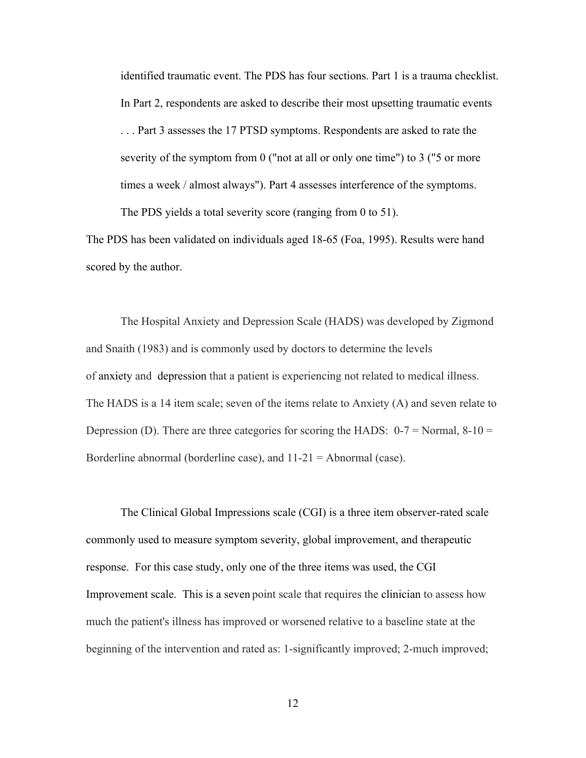> identified traumatic event. The PDS has four sections. Part 1 is a trauma checklist. In Part 2, respondents are asked to describe their most upsetting traumatic events . . . Part 3 assesses the 17 PTSD symptoms. Respondents are asked to rate the severity of the symptom from 0 ("not at all or only one time") to 3 ("5 or more times a week / almost always"). Part 4 assesses interference of the symptoms. The PDS yields a total severity score (ranging from 0 to 51).

The PDS has been validated on individuals aged 18-65 (Foa, 1995). Results were hand scored by the author.

The Hospital Anxiety and Depression Scale (HADS) was developed by Zigmond and Snaith (1983) and is commonly used by doctors to determine the levels of anxiety and depression that a patient is experiencing not related to medical illness. The HADS is a 14 item scale; seven of the items relate to Anxiety (A) and seven relate to Depression (D). There are three categories for scoring the HADS: 0-7 = Normal, 8-10 = Borderline abnormal (borderline case), and 11-21 = Abnormal (case).

The Clinical Global Impressions scale (CGI) is a three item observer-rated scale commonly used to measure symptom severity, global improvement, and therapeutic response. For this case study, only one of the three items was used, the CGI Improvement scale. This is a seven point scale that requires the clinician to assess how much the patient's illness has improved or worsened relative to a baseline state at the beginning of the intervention and rated as: 1-significantly improved; 2-much improved;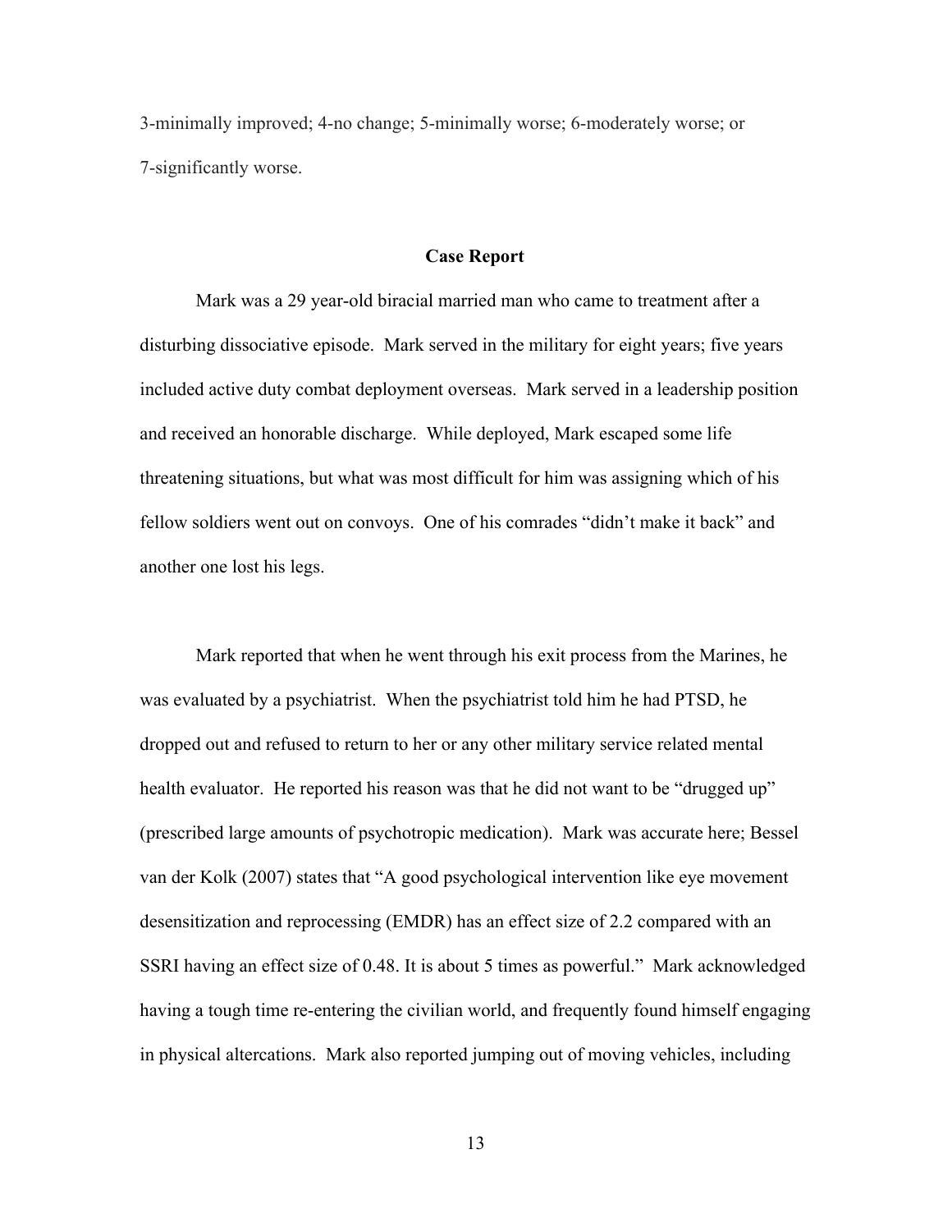3-minimally improved; 4-no change; 5-minimally worse; 6-moderately worse; or 7-significantly worse.

## Case Report

Mark was a 29 year-old biracial married man who came to treatment after a disturbing dissociative episode. Mark served in the military for eight years; five years included active duty combat deployment overseas. Mark served in a leadership position and received an honorable discharge. While deployed, Mark escaped some life threatening situations, but what was most difficult for him was assigning which of his fellow soldiers went out on convoys. One of his comrades "didn't make it back" and another one lost his legs.

Mark reported that when he went through his exit process from the Marines, he was evaluated by a psychiatrist. When the psychiatrist told him he had PTSD, he dropped out and refused to return to her or any other military service related mental health evaluator. He reported his reason was that he did not want to be "drugged up" (prescribed large amounts of psychotropic medication). Mark was accurate here; Bessel van der Kolk (2007) states that "A good psychological intervention like eye movement desensitization and reprocessing (EMDR) has an effect size of 2.2 compared with an SSRI having an effect size of 0.48. It is about 5 times as powerful." Mark acknowledged having a tough time re-entering the civilian world, and frequently found himself engaging in physical altercations. Mark also reported jumping out of moving vehicles, including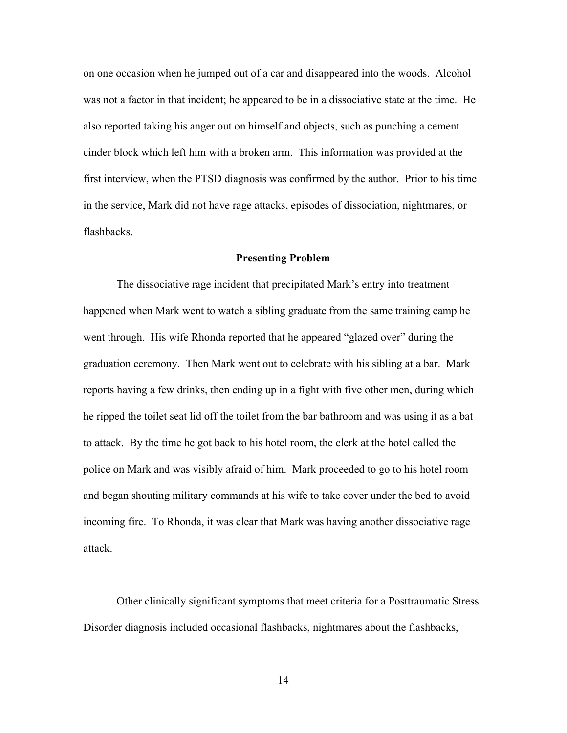on one occasion when he jumped out of a car and disappeared into the woods. Alcohol was not a factor in that incident; he appeared to be in a dissociative state at the time. He also reported taking his anger out on himself and objects, such as punching a cement cinder block which left him with a broken arm. This information was provided at the first interview, when the PTSD diagnosis was confirmed by the author. Prior to his time in the service, Mark did not have rage attacks, episodes of dissociation, nightmares, or flashbacks.

## Presenting Problem

The dissociative rage incident that precipitated Mark's entry into treatment happened when Mark went to watch a sibling graduate from the same training camp he went through. His wife Rhonda reported that he appeared "glazed over" during the graduation ceremony. Then Mark went out to celebrate with his sibling at a bar. Mark reports having a few drinks, then ending up in a fight with five other men, during which he ripped the toilet seat lid off the toilet from the bar bathroom and was using it as a bat to attack. By the time he got back to his hotel room, the clerk at the hotel called the police on Mark and was visibly afraid of him. Mark proceeded to go to his hotel room and began shouting military commands at his wife to take cover under the bed to avoid incoming fire. To Rhonda, it was clear that Mark was having another dissociative rage attack.

Other clinically significant symptoms that meet criteria for a Posttraumatic Stress Disorder diagnosis included occasional flashbacks, nightmares about the flashbacks,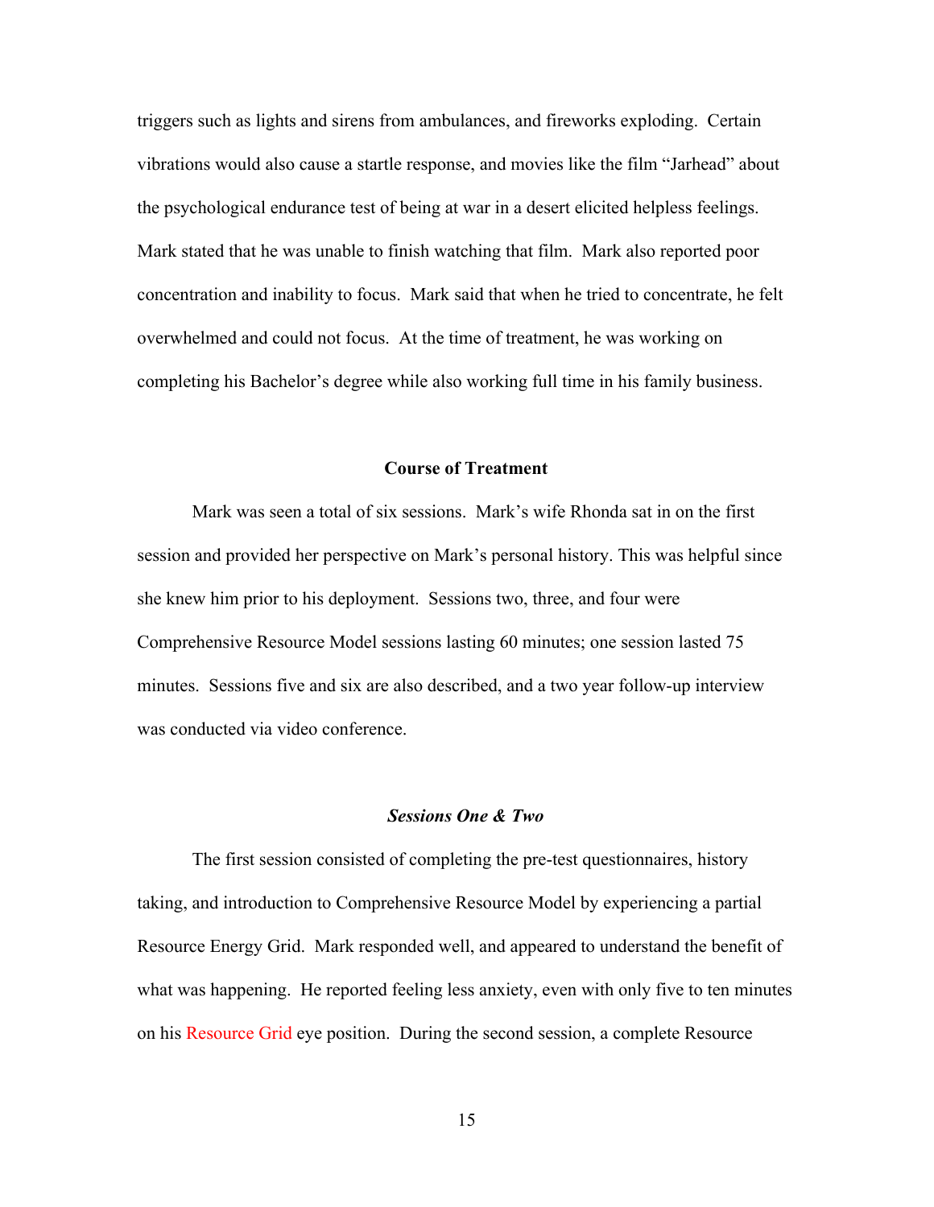triggers such as lights and sirens from ambulances, and fireworks exploding. Certain vibrations would also cause a startle response, and movies like the film "Jarhead" about the psychological endurance test of being at war in a desert elicited helpless feelings. Mark stated that he was unable to finish watching that film. Mark also reported poor concentration and inability to focus. Mark said that when he tried to concentrate, he felt overwhelmed and could not focus. At the time of treatment, he was working on completing his Bachelor's degree while also working full time in his family business.

## Course of Treatment

Mark was seen a total of six sessions. Mark's wife Rhonda sat in on the first session and provided her perspective on Mark's personal history. This was helpful since she knew him prior to his deployment. Sessions two, three, and four were Comprehensive Resource Model sessions lasting 60 minutes; one session lasted 75 minutes. Sessions five and six are also described, and a two year follow-up interview was conducted via video conference.

### *Sessions One & Two*

The first session consisted of completing the pre-test questionnaires, history taking, and introduction to Comprehensive Resource Model by experiencing a partial Resource Energy Grid. Mark responded well, and appeared to understand the benefit of what was happening. He reported feeling less anxiety, even with only five to ten minutes on his Resource Grid eye position. During the second session, a complete Resource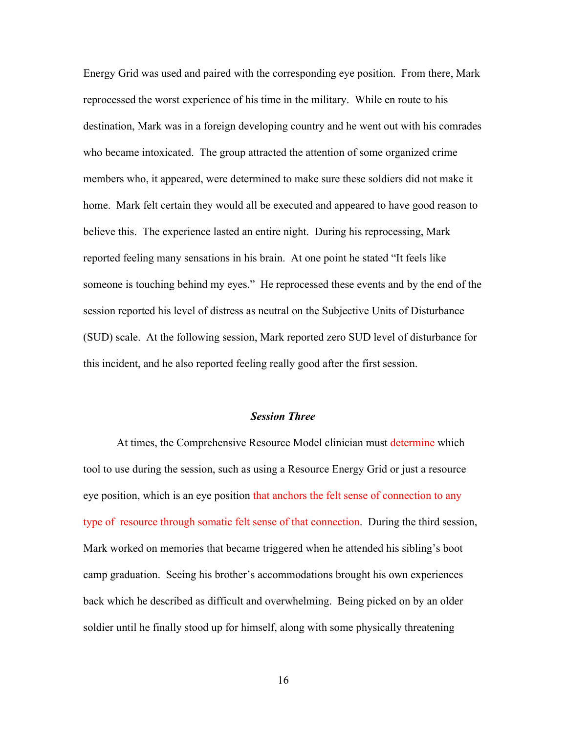Energy Grid was used and paired with the corresponding eye position. From there, Mark reprocessed the worst experience of his time in the military. While en route to his destination, Mark was in a foreign developing country and he went out with his comrades who became intoxicated. The group attracted the attention of some organized crime members who, it appeared, were determined to make sure these soldiers did not make it home. Mark felt certain they would all be executed and appeared to have good reason to believe this. The experience lasted an entire night. During his reprocessing, Mark reported feeling many sensations in his brain. At one point he stated "It feels like someone is touching behind my eyes." He reprocessed these events and by the end of the session reported his level of distress as neutral on the Subjective Units of Disturbance (SUD) scale. At the following session, Mark reported zero SUD level of disturbance for this incident, and he also reported feeling really good after the first session.

### *Session Three*

At times, the Comprehensive Resource Model clinician must determine which tool to use during the session, such as using a Resource Energy Grid or just a resource eye position, which is an eye position that anchors the felt sense of connection to any type of resource through somatic felt sense of that connection. During the third session, Mark worked on memories that became triggered when he attended his sibling's boot camp graduation. Seeing his brother's accommodations brought his own experiences back which he described as difficult and overwhelming. Being picked on by an older soldier until he finally stood up for himself, along with some physically threatening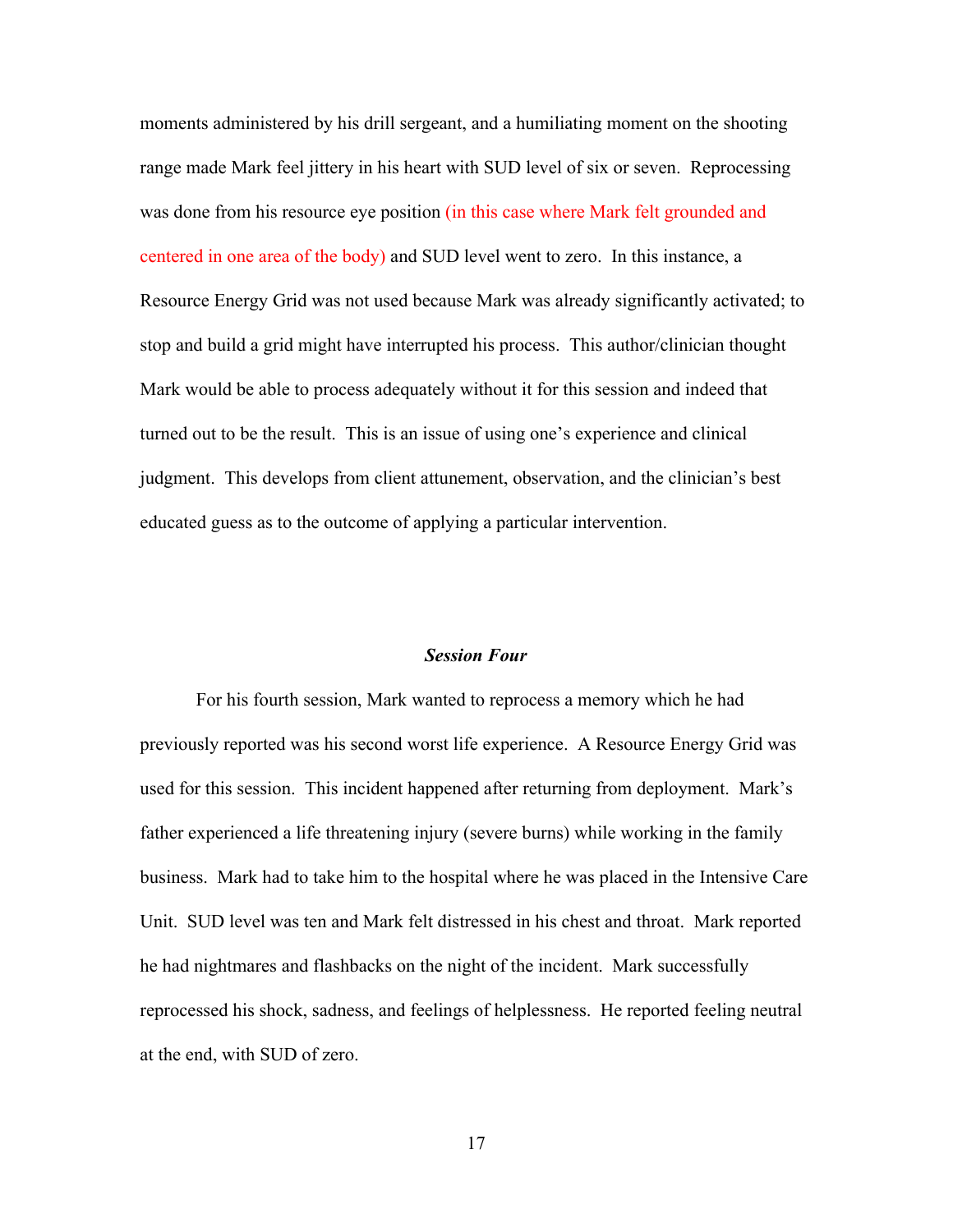moments administered by his drill sergeant, and a humiliating moment on the shooting range made Mark feel jittery in his heart with SUD level of six or seven. Reprocessing was done from his resource eye position (in this case where Mark felt grounded and centered in one area of the body) and SUD level went to zero. In this instance, a Resource Energy Grid was not used because Mark was already significantly activated; to stop and build a grid might have interrupted his process. This author/clinician thought Mark would be able to process adequately without it for this session and indeed that turned out to be the result. This is an issue of using one's experience and clinical judgment. This develops from client attunement, observation, and the clinician's best educated guess as to the outcome of applying a particular intervention.

### *Session Four*

For his fourth session, Mark wanted to reprocess a memory which he had previously reported was his second worst life experience. A Resource Energy Grid was used for this session. This incident happened after returning from deployment. Mark's father experienced a life threatening injury (severe burns) while working in the family business. Mark had to take him to the hospital where he was placed in the Intensive Care Unit. SUD level was ten and Mark felt distressed in his chest and throat. Mark reported he had nightmares and flashbacks on the night of the incident. Mark successfully reprocessed his shock, sadness, and feelings of helplessness. He reported feeling neutral at the end, with SUD of zero.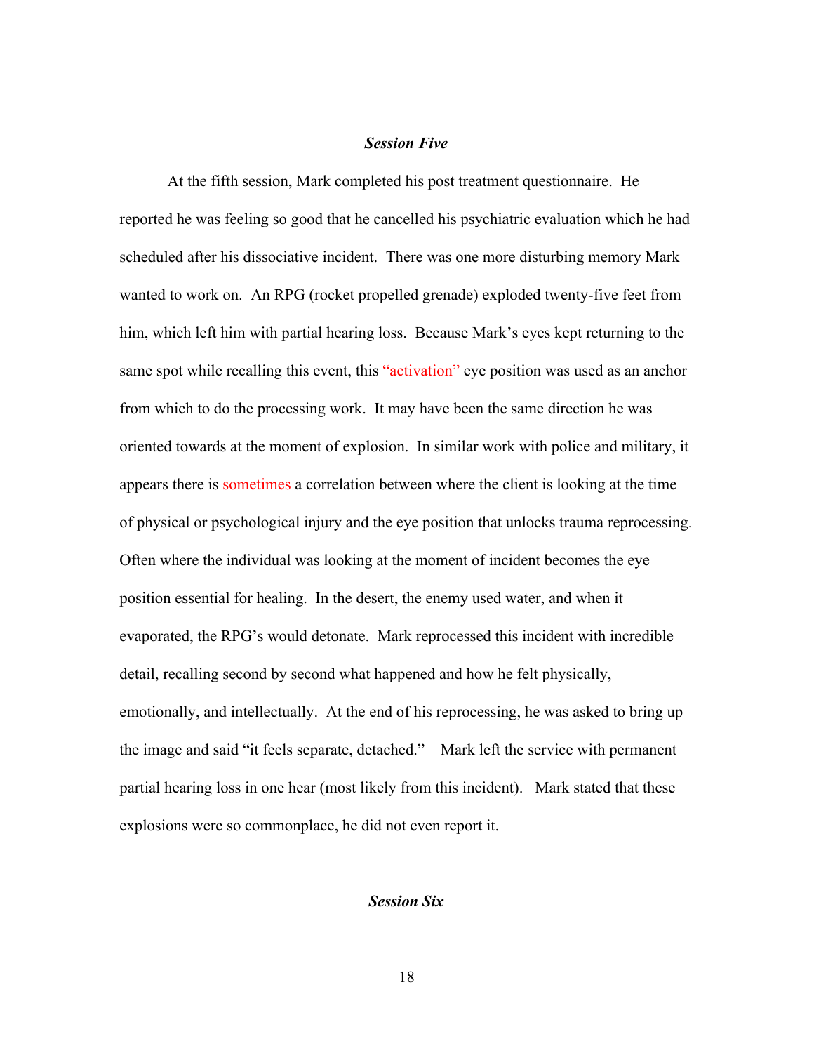### *Session Five*

At the fifth session, Mark completed his post treatment questionnaire. He reported he was feeling so good that he cancelled his psychiatric evaluation which he had scheduled after his dissociative incident. There was one more disturbing memory Mark wanted to work on. An RPG (rocket propelled grenade) exploded twenty-five feet from him, which left him with partial hearing loss. Because Mark's eyes kept returning to the same spot while recalling this event, this "activation" eye position was used as an anchor from which to do the processing work. It may have been the same direction he was oriented towards at the moment of explosion. In similar work with police and military, it appears there is sometimes a correlation between where the client is looking at the time of physical or psychological injury and the eye position that unlocks trauma reprocessing. Often where the individual was looking at the moment of incident becomes the eye position essential for healing. In the desert, the enemy used water, and when it evaporated, the RPG's would detonate. Mark reprocessed this incident with incredible detail, recalling second by second what happened and how he felt physically, emotionally, and intellectually. At the end of his reprocessing, he was asked to bring up the image and said "it feels separate, detached." Mark left the service with permanent partial hearing loss in one hear (most likely from this incident). Mark stated that these explosions were so commonplace, he did not even report it.

### *Session Six*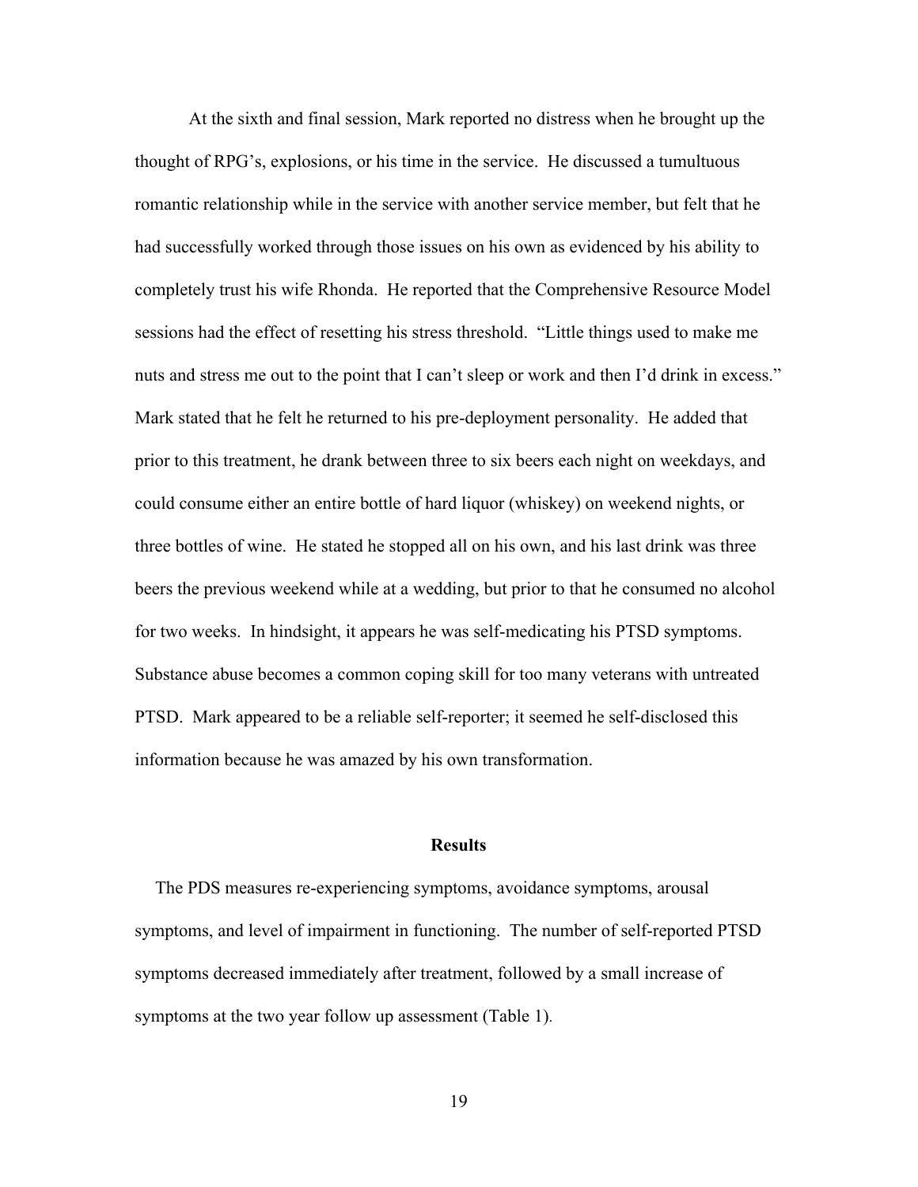At the sixth and final session, Mark reported no distress when he brought up the thought of RPG's, explosions, or his time in the service. He discussed a tumultuous romantic relationship while in the service with another service member, but felt that he had successfully worked through those issues on his own as evidenced by his ability to completely trust his wife Rhonda. He reported that the Comprehensive Resource Model sessions had the effect of resetting his stress threshold. "Little things used to make me nuts and stress me out to the point that I can't sleep or work and then I'd drink in excess." Mark stated that he felt he returned to his pre-deployment personality. He added that prior to this treatment, he drank between three to six beers each night on weekdays, and could consume either an entire bottle of hard liquor (whiskey) on weekend nights, or three bottles of wine. He stated he stopped all on his own, and his last drink was three beers the previous weekend while at a wedding, but prior to that he consumed no alcohol for two weeks. In hindsight, it appears he was self-medicating his PTSD symptoms. Substance abuse becomes a common coping skill for too many veterans with untreated PTSD. Mark appeared to be a reliable self-reporter; it seemed he self-disclosed this information because he was amazed by his own transformation.

## Results

The PDS measures re-experiencing symptoms, avoidance symptoms, arousal symptoms, and level of impairment in functioning. The number of self-reported PTSD symptoms decreased immediately after treatment, followed by a small increase of symptoms at the two year follow up assessment (Table 1).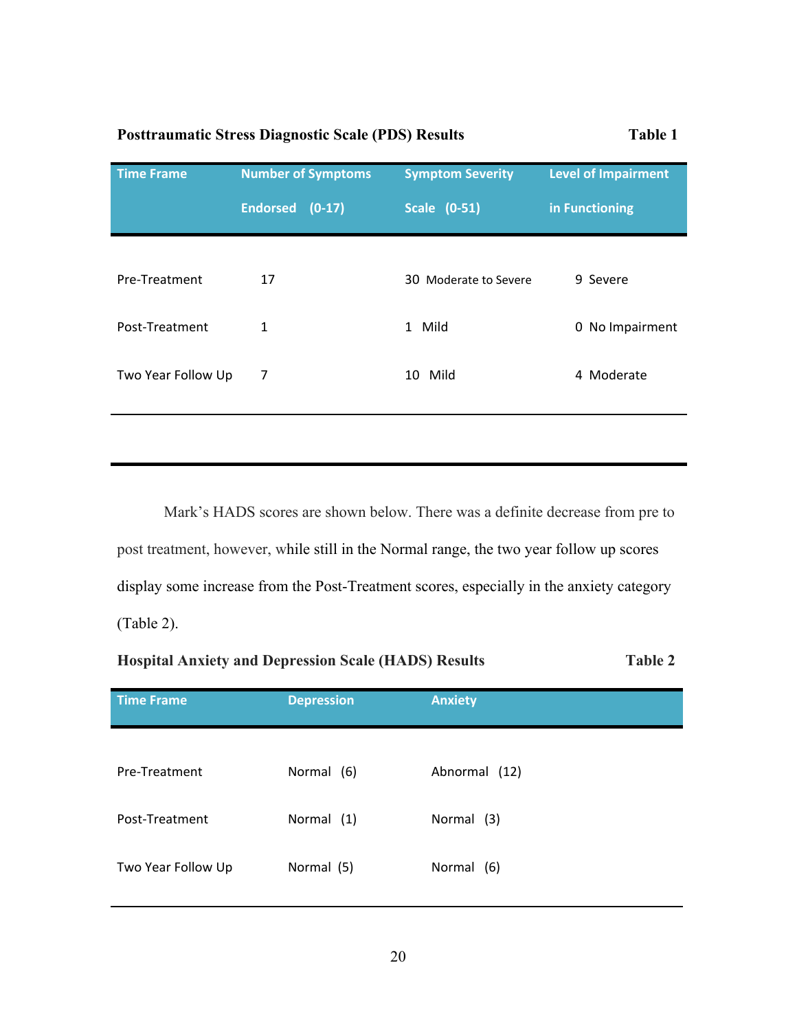**Posttraumatic Stress Diagnostic Scale (PDS) Results** **Table 1**

| Time Frame | Number of Symptoms Endorsed (0-17) | Symptom Severity Scale (0-51) | Level of Impairment in Functioning |
|---|---|---|---|
| Pre-Treatment | 17 | 30 Moderate to Severe | 9 Severe |
| Post-Treatment | 1 | 1 Mild | 0 No Impairment |
| Two Year Follow Up | 7 | 10 Mild | 4 Moderate |

Mark's HADS scores are shown below. There was a definite decrease from pre to post treatment, however, while still in the Normal range, the two year follow up scores display some increase from the Post-Treatment scores, especially in the anxiety category (Table 2).

**Hospital Anxiety and Depression Scale (HADS) Results** **Table 2**

| Time Frame | Depression | Anxiety |
|---|---|---|
| Pre-Treatment | Normal (6) | Abnormal (12) |
| Post-Treatment | Normal (1) | Normal (3) |
| Two Year Follow Up | Normal (5) | Normal (6) |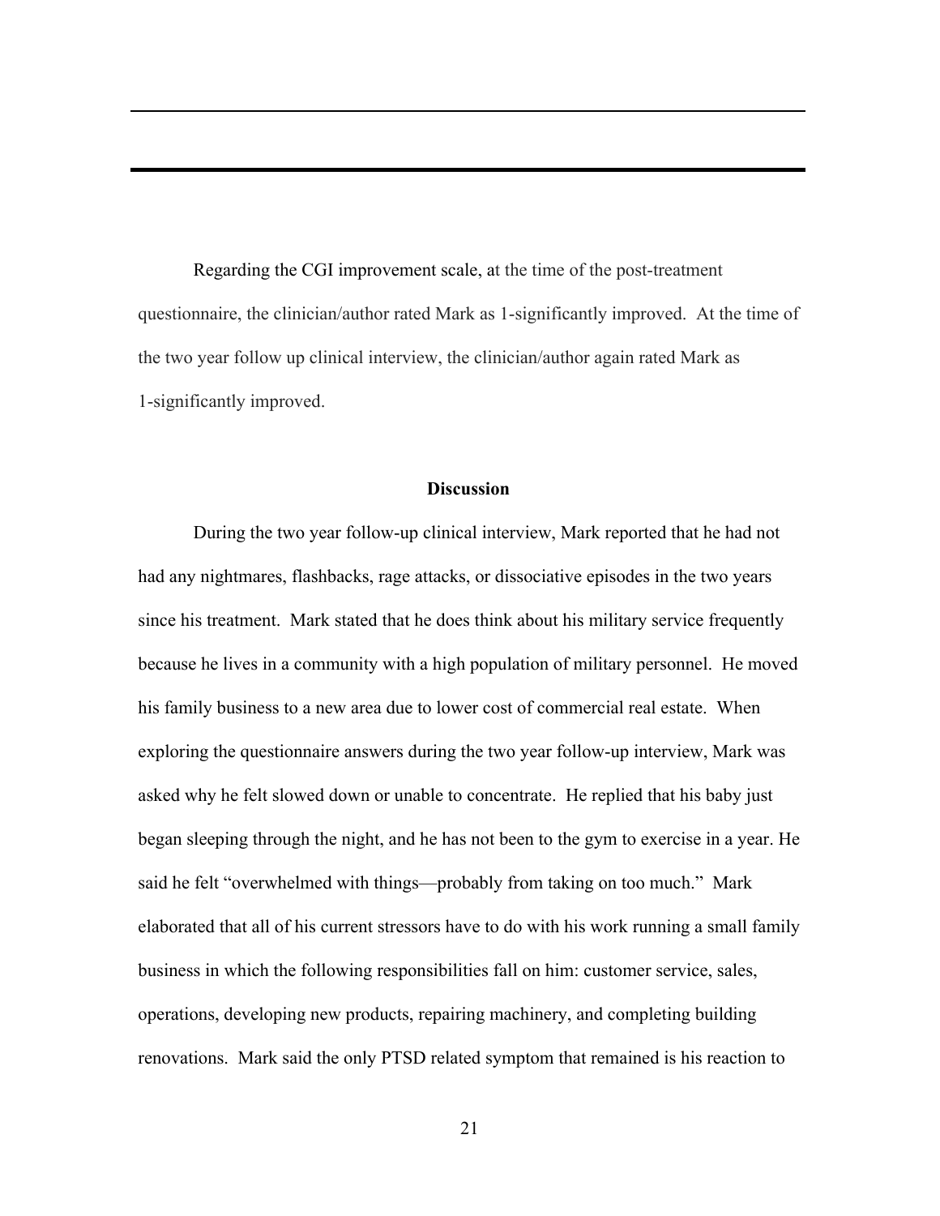Regarding the CGI improvement scale, at the time of the post-treatment questionnaire, the clinician/author rated Mark as 1-significantly improved. At the time of the two year follow up clinical interview, the clinician/author again rated Mark as 1-significantly improved.

## Discussion

During the two year follow-up clinical interview, Mark reported that he had not had any nightmares, flashbacks, rage attacks, or dissociative episodes in the two years since his treatment. Mark stated that he does think about his military service frequently because he lives in a community with a high population of military personnel. He moved his family business to a new area due to lower cost of commercial real estate. When exploring the questionnaire answers during the two year follow-up interview, Mark was asked why he felt slowed down or unable to concentrate. He replied that his baby just began sleeping through the night, and he has not been to the gym to exercise in a year. He said he felt "overwhelmed with things—probably from taking on too much." Mark elaborated that all of his current stressors have to do with his work running a small family business in which the following responsibilities fall on him: customer service, sales, operations, developing new products, repairing machinery, and completing building renovations. Mark said the only PTSD related symptom that remained is his reaction to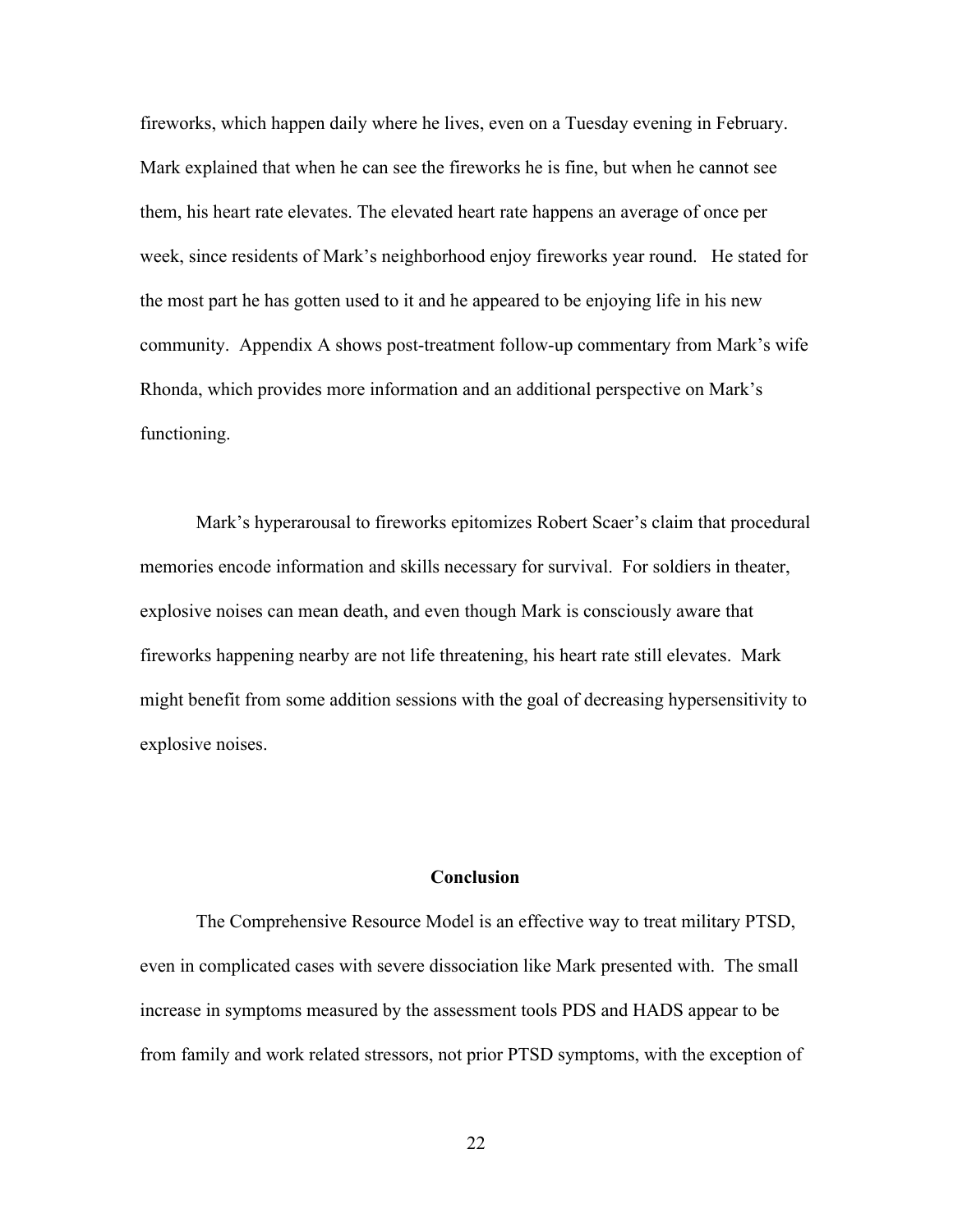fireworks, which happen daily where he lives, even on a Tuesday evening in February. Mark explained that when he can see the fireworks he is fine, but when he cannot see them, his heart rate elevates. The elevated heart rate happens an average of once per week, since residents of Mark's neighborhood enjoy fireworks year round. He stated for the most part he has gotten used to it and he appeared to be enjoying life in his new community. Appendix A shows post-treatment follow-up commentary from Mark's wife Rhonda, which provides more information and an additional perspective on Mark's functioning.

Mark's hyperarousal to fireworks epitomizes Robert Scaer's claim that procedural memories encode information and skills necessary for survival. For soldiers in theater, explosive noises can mean death, and even though Mark is consciously aware that fireworks happening nearby are not life threatening, his heart rate still elevates. Mark might benefit from some addition sessions with the goal of decreasing hypersensitivity to explosive noises.

## Conclusion

The Comprehensive Resource Model is an effective way to treat military PTSD, even in complicated cases with severe dissociation like Mark presented with. The small increase in symptoms measured by the assessment tools PDS and HADS appear to be from family and work related stressors, not prior PTSD symptoms, with the exception of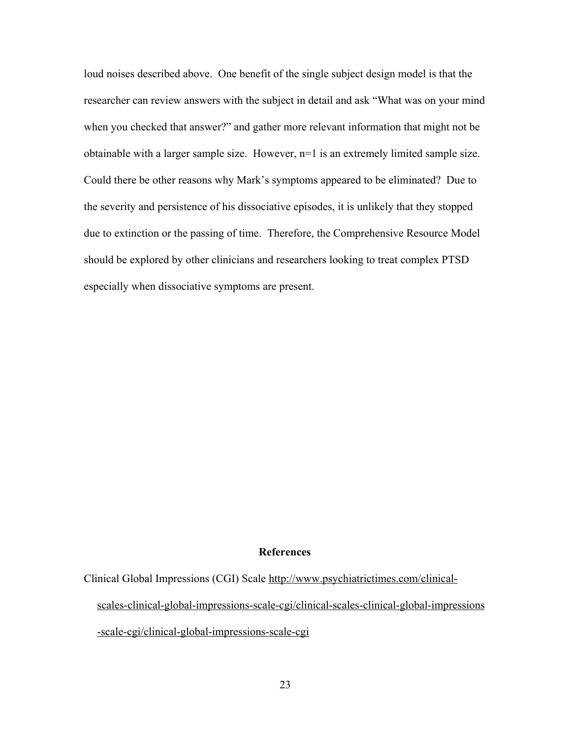loud noises described above. One benefit of the single subject design model is that the researcher can review answers with the subject in detail and ask "What was on your mind when you checked that answer?" and gather more relevant information that might not be obtainable with a larger sample size. However, n=1 is an extremely limited sample size. Could there be other reasons why Mark's symptoms appeared to be eliminated? Due to the severity and persistence of his dissociative episodes, it is unlikely that they stopped due to extinction or the passing of time. Therefore, the Comprehensive Resource Model should be explored by other clinicians and researchers looking to treat complex PTSD especially when dissociative symptoms are present.

## References

Clinical Global Impressions (CGI) Scale http://www.psychiatrictimes.com/clinical-scales-clinical-global-impressions-scale-cgi/clinical-scales-clinical-global-impressions-scale-cgi/clinical-global-impressions-scale-cgi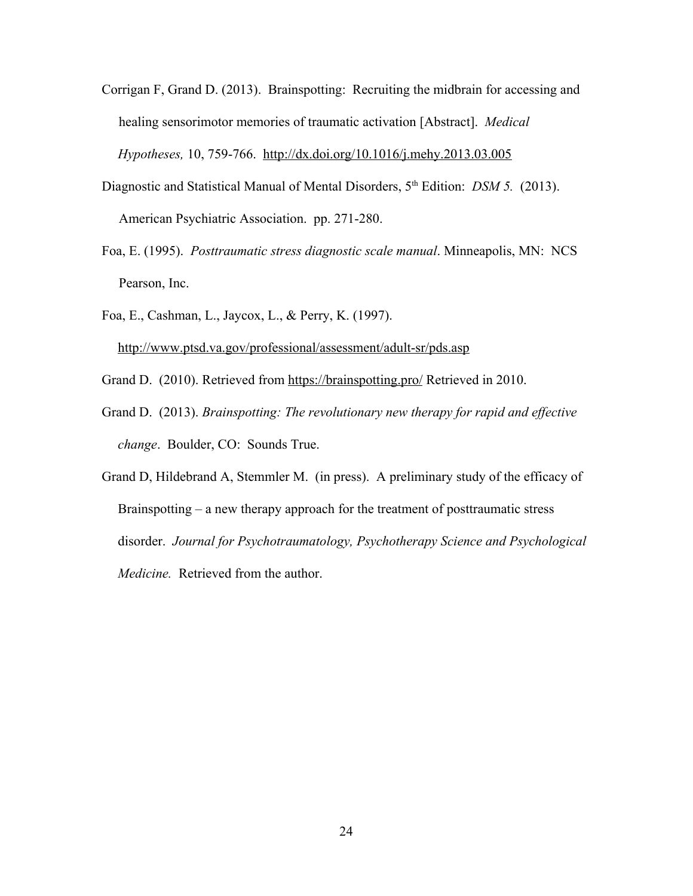Corrigan F, Grand D. (2013). Brainspotting: Recruiting the midbrain for accessing and healing sensorimotor memories of traumatic activation [Abstract]. *Medical Hypotheses,* 10, 759-766. http://dx.doi.org/10.1016/j.mehy.2013.03.005

Diagnostic and Statistical Manual of Mental Disorders, 5th Edition: *DSM 5.* (2013). American Psychiatric Association. pp. 271-280.

Foa, E. (1995). *Posttraumatic stress diagnostic scale manual*. Minneapolis, MN: NCS Pearson, Inc.

Foa, E., Cashman, L., Jaycox, L., & Perry, K. (1997). http://www.ptsd.va.gov/professional/assessment/adult-sr/pds.asp

Grand D. (2010). Retrieved from https://brainspotting.pro/ Retrieved in 2010.

Grand D. (2013). *Brainspotting: The revolutionary new therapy for rapid and effective change*. Boulder, CO: Sounds True.

Grand D, Hildebrand A, Stemmler M. (in press). A preliminary study of the efficacy of Brainspotting – a new therapy approach for the treatment of posttraumatic stress disorder. *Journal for Psychotraumatology, Psychotherapy Science and Psychological Medicine.* Retrieved from the author.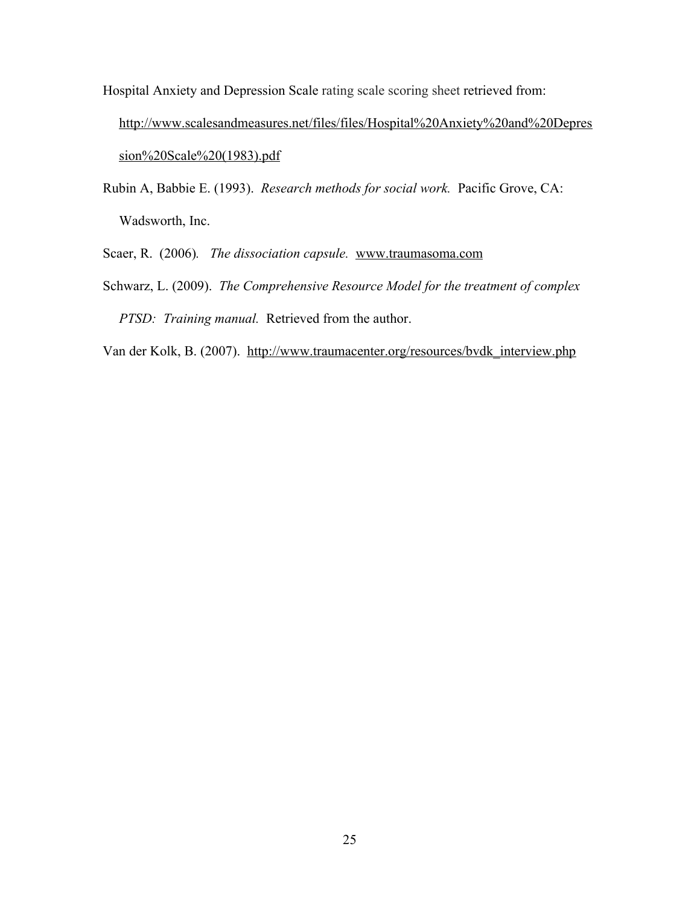Hospital Anxiety and Depression Scale rating scale scoring sheet retrieved from: http://www.scalesandmeasures.net/files/files/Hospital%20Anxiety%20and%20Depression%20Scale%20(1983).pdf

Rubin A, Babbie E. (1993). *Research methods for social work.* Pacific Grove, CA: Wadsworth, Inc.

Scaer, R. (2006). *The dissociation capsule.* www.traumasoma.com

Schwarz, L. (2009). *The Comprehensive Resource Model for the treatment of complex PTSD: Training manual.* Retrieved from the author.

Van der Kolk, B. (2007). http://www.traumacenter.org/resources/bvdk_interview.php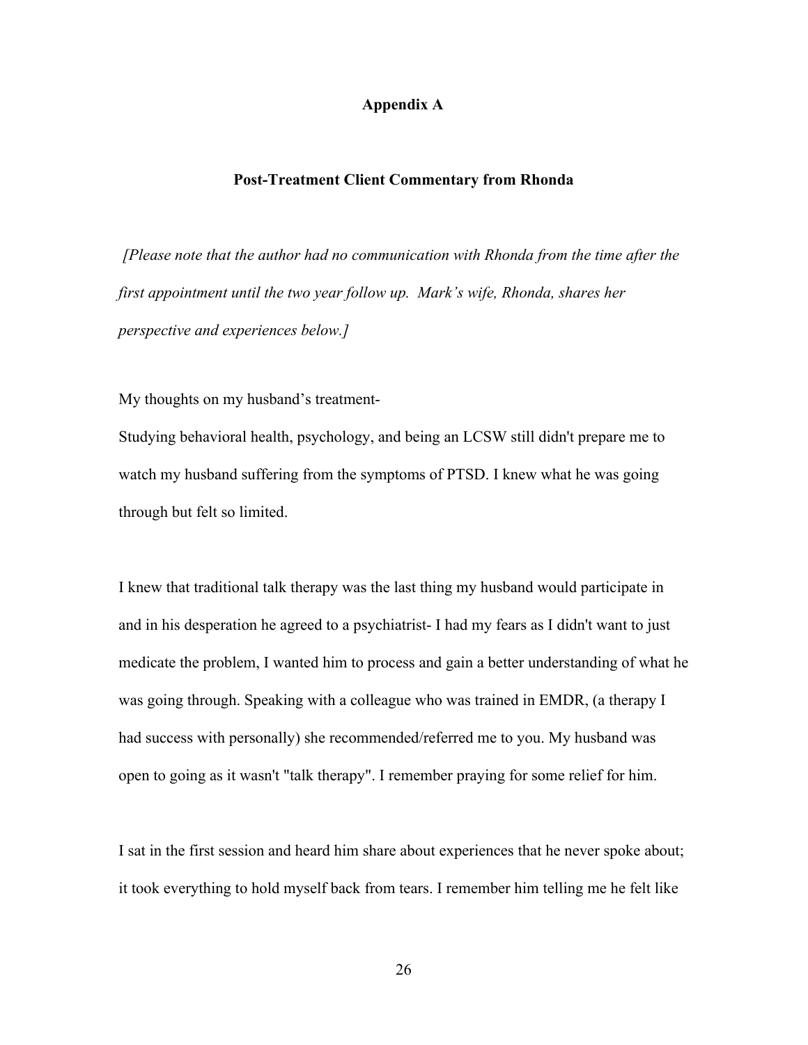# Appendix A

## Post-Treatment Client Commentary from Rhonda

*[Please note that the author had no communication with Rhonda from the time after the first appointment until the two year follow up. Mark's wife, Rhonda, shares her perspective and experiences below.]*

My thoughts on my husband's treatment-

Studying behavioral health, psychology, and being an LCSW still didn't prepare me to watch my husband suffering from the symptoms of PTSD. I knew what he was going through but felt so limited.

I knew that traditional talk therapy was the last thing my husband would participate in and in his desperation he agreed to a psychiatrist- I had my fears as I didn't want to just medicate the problem, I wanted him to process and gain a better understanding of what he was going through. Speaking with a colleague who was trained in EMDR, (a therapy I had success with personally) she recommended/referred me to you. My husband was open to going as it wasn't "talk therapy". I remember praying for some relief for him.

I sat in the first session and heard him share about experiences that he never spoke about; it took everything to hold myself back from tears. I remember him telling me he felt like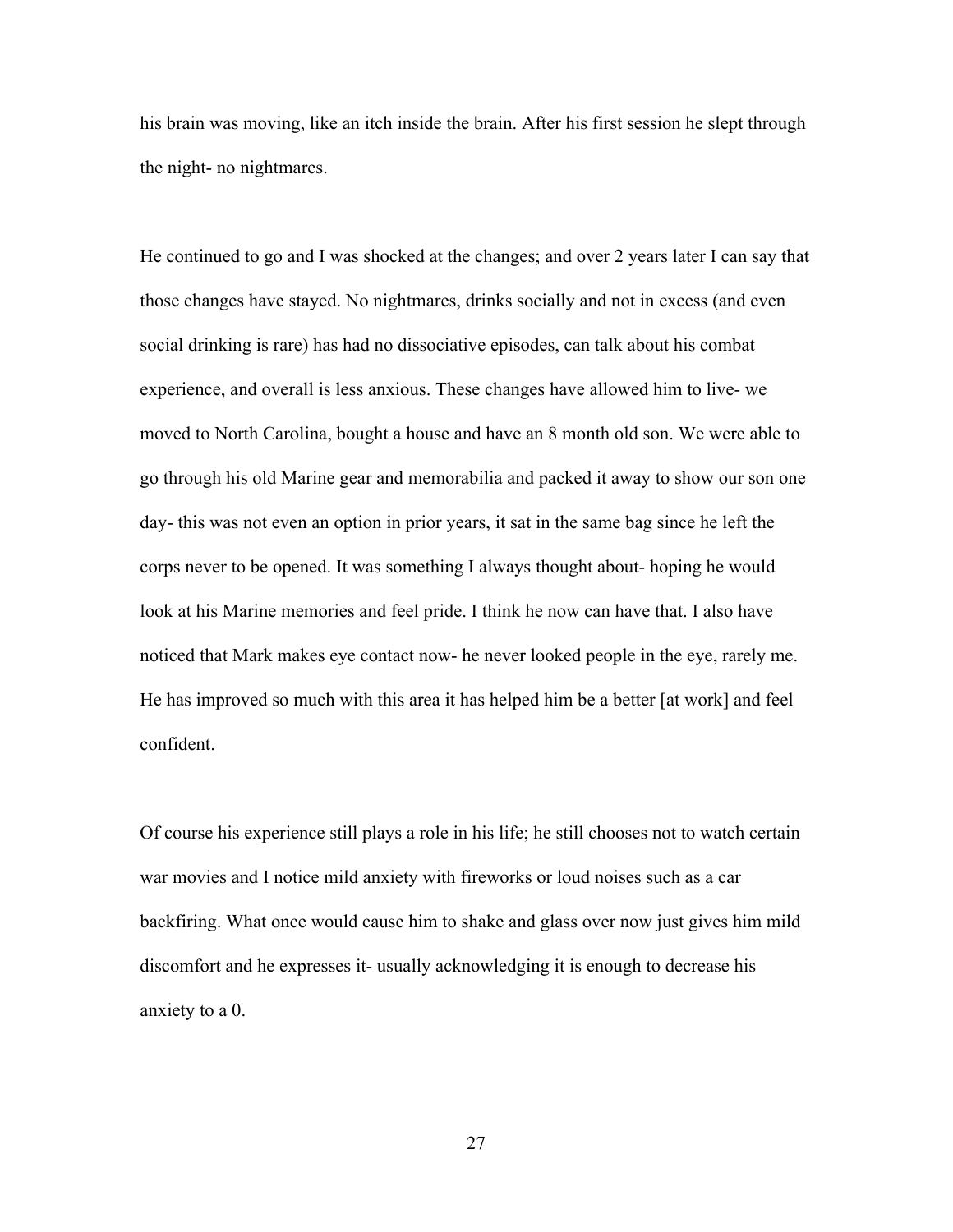his brain was moving, like an itch inside the brain. After his first session he slept through the night- no nightmares.

He continued to go and I was shocked at the changes; and over 2 years later I can say that those changes have stayed. No nightmares, drinks socially and not in excess (and even social drinking is rare) has had no dissociative episodes, can talk about his combat experience, and overall is less anxious. These changes have allowed him to live- we moved to North Carolina, bought a house and have an 8 month old son. We were able to go through his old Marine gear and memorabilia and packed it away to show our son one day- this was not even an option in prior years, it sat in the same bag since he left the corps never to be opened. It was something I always thought about- hoping he would look at his Marine memories and feel pride. I think he now can have that. I also have noticed that Mark makes eye contact now- he never looked people in the eye, rarely me. He has improved so much with this area it has helped him be a better [at work] and feel confident.

Of course his experience still plays a role in his life; he still chooses not to watch certain war movies and I notice mild anxiety with fireworks or loud noises such as a car backfiring. What once would cause him to shake and glass over now just gives him mild discomfort and he expresses it- usually acknowledging it is enough to decrease his anxiety to a 0.